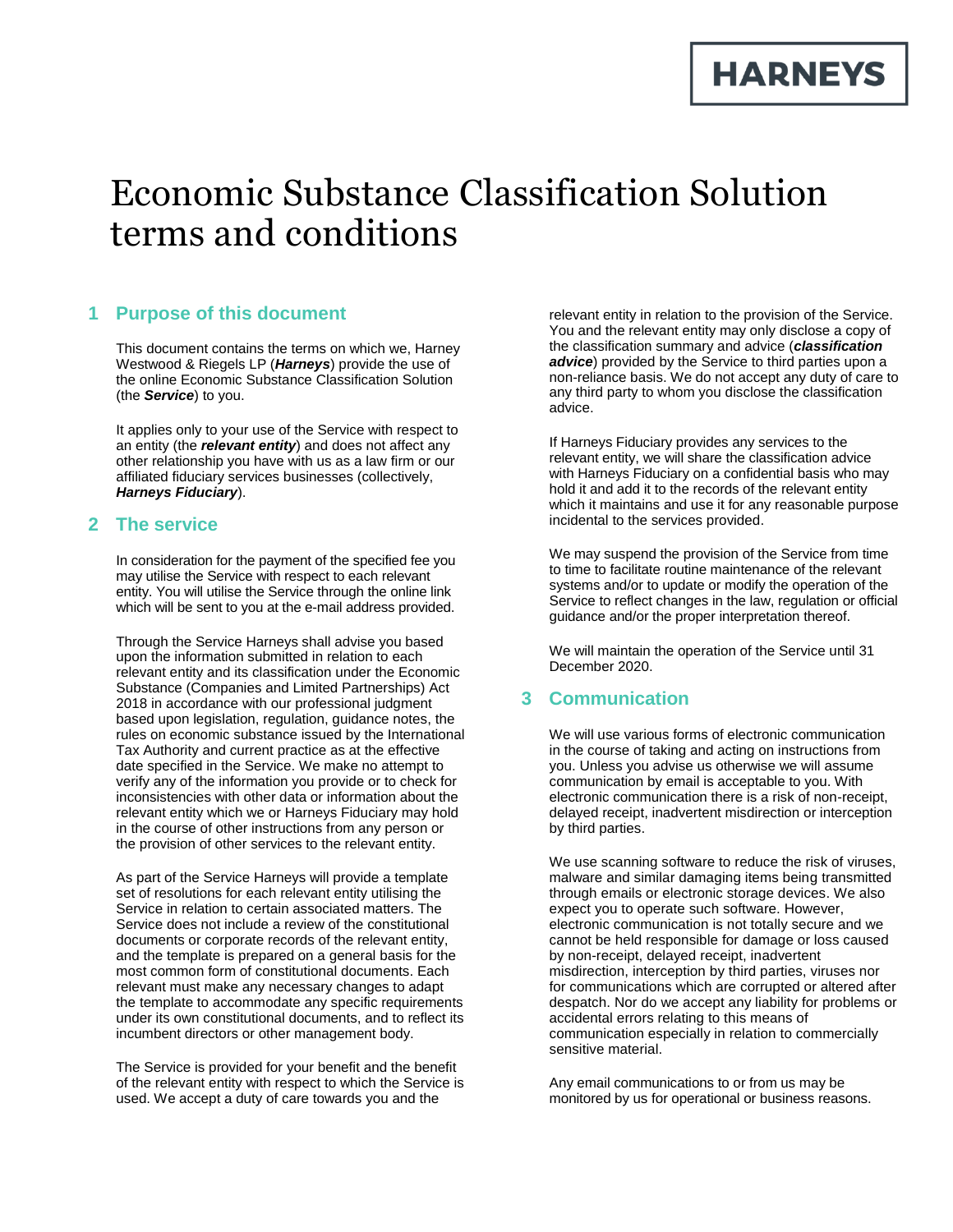HARNEYS

# Economic Substance Classification Solution terms and conditions

## 1 Purpose of this document

This document contains the terms on which we, Harney Westwood & Riegels LP (***Harneys***) provide the use of the online Economic Substance Classification Solution (the ***Service***) to you.

It applies only to your use of the Service with respect to an entity (the ***relevant entity***) and does not affect any other relationship you have with us as a law firm or our affiliated fiduciary services businesses (collectively, ***Harneys Fiduciary***).

## 2 The service

In consideration for the payment of the specified fee you may utilise the Service with respect to each relevant entity. You will utilise the Service through the online link which will be sent to you at the e-mail address provided.

Through the Service Harneys shall advise you based upon the information submitted in relation to each relevant entity and its classification under the Economic Substance (Companies and Limited Partnerships) Act 2018 in accordance with our professional judgment based upon legislation, regulation, guidance notes, the rules on economic substance issued by the International Tax Authority and current practice as at the effective date specified in the Service. We make no attempt to verify any of the information you provide or to check for inconsistencies with other data or information about the relevant entity which we or Harneys Fiduciary may hold in the course of other instructions from any person or the provision of other services to the relevant entity.

As part of the Service Harneys will provide a template set of resolutions for each relevant entity utilising the Service in relation to certain associated matters. The Service does not include a review of the constitutional documents or corporate records of the relevant entity, and the template is prepared on a general basis for the most common form of constitutional documents. Each relevant must make any necessary changes to adapt the template to accommodate any specific requirements under its own constitutional documents, and to reflect its incumbent directors or other management body.

The Service is provided for your benefit and the benefit of the relevant entity with respect to which the Service is used. We accept a duty of care towards you and the relevant entity in relation to the provision of the Service. You and the relevant entity may only disclose a copy of the classification summary and advice (***classification advice***) provided by the Service to third parties upon a non-reliance basis. We do not accept any duty of care to any third party to whom you disclose the classification advice.

If Harneys Fiduciary provides any services to the relevant entity, we will share the classification advice with Harneys Fiduciary on a confidential basis who may hold it and add it to the records of the relevant entity which it maintains and use it for any reasonable purpose incidental to the services provided.

We may suspend the provision of the Service from time to time to facilitate routine maintenance of the relevant systems and/or to update or modify the operation of the Service to reflect changes in the law, regulation or official guidance and/or the proper interpretation thereof.

We will maintain the operation of the Service until 31 December 2020.

## 3 Communication

We will use various forms of electronic communication in the course of taking and acting on instructions from you. Unless you advise us otherwise we will assume communication by email is acceptable to you. With electronic communication there is a risk of non-receipt, delayed receipt, inadvertent misdirection or interception by third parties.

We use scanning software to reduce the risk of viruses, malware and similar damaging items being transmitted through emails or electronic storage devices. We also expect you to operate such software. However, electronic communication is not totally secure and we cannot be held responsible for damage or loss caused by non-receipt, delayed receipt, inadvertent misdirection, interception by third parties, viruses nor for communications which are corrupted or altered after despatch. Nor do we accept any liability for problems or accidental errors relating to this means of communication especially in relation to commercially sensitive material.

Any email communications to or from us may be monitored by us for operational or business reasons.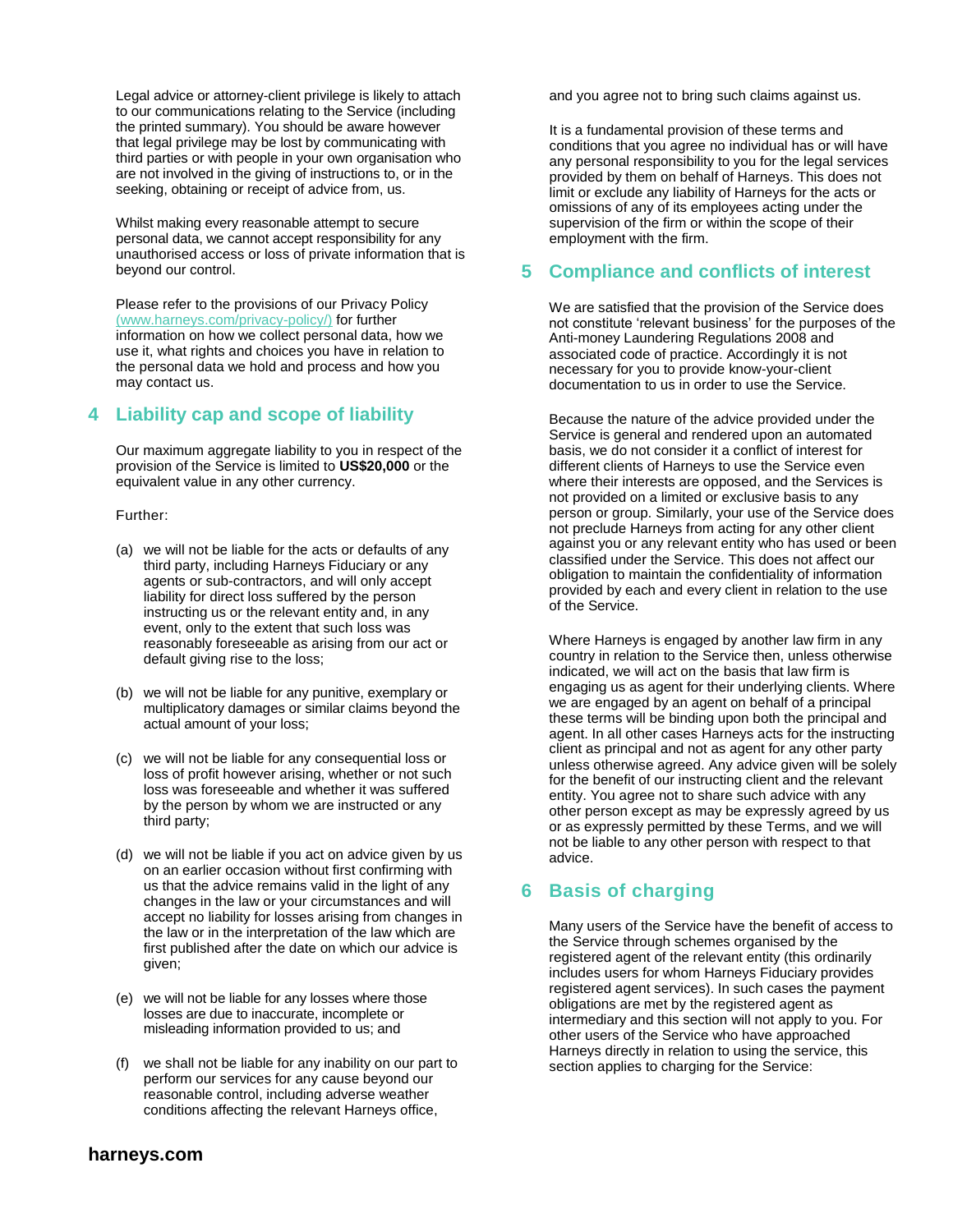Legal advice or attorney-client privilege is likely to attach to our communications relating to the Service (including the printed summary). You should be aware however that legal privilege may be lost by communicating with third parties or with people in your own organisation who are not involved in the giving of instructions to, or in the seeking, obtaining or receipt of advice from, us.

Whilst making every reasonable attempt to secure personal data, we cannot accept responsibility for any unauthorised access or loss of private information that is beyond our control.

Please refer to the provisions of our Privacy Policy (www.harneys.com/privacy-policy/) for further information on how we collect personal data, how we use it, what rights and choices you have in relation to the personal data we hold and process and how you may contact us.

## 4 Liability cap and scope of liability

Our maximum aggregate liability to you in respect of the provision of the Service is limited to **US$20,000** or the equivalent value in any other currency.

Further:

(a) we will not be liable for the acts or defaults of any third party, including Harneys Fiduciary or any agents or sub-contractors, and will only accept liability for direct loss suffered by the person instructing us or the relevant entity and, in any event, only to the extent that such loss was reasonably foreseeable as arising from our act or default giving rise to the loss;

(b) we will not be liable for any punitive, exemplary or multiplicatory damages or similar claims beyond the actual amount of your loss;

(c) we will not be liable for any consequential loss or loss of profit however arising, whether or not such loss was foreseeable and whether it was suffered by the person by whom we are instructed or any third party;

(d) we will not be liable if you act on advice given by us on an earlier occasion without first confirming with us that the advice remains valid in the light of any changes in the law or your circumstances and will accept no liability for losses arising from changes in the law or in the interpretation of the law which are first published after the date on which our advice is given;

(e) we will not be liable for any losses where those losses are due to inaccurate, incomplete or misleading information provided to us; and

(f) we shall not be liable for any inability on our part to perform our services for any cause beyond our reasonable control, including adverse weather conditions affecting the relevant Harneys office, and you agree not to bring such claims against us.

It is a fundamental provision of these terms and conditions that you agree no individual has or will have any personal responsibility to you for the legal services provided by them on behalf of Harneys. This does not limit or exclude any liability of Harneys for the acts or omissions of any of its employees acting under the supervision of the firm or within the scope of their employment with the firm.

## 5 Compliance and conflicts of interest

We are satisfied that the provision of the Service does not constitute 'relevant business' for the purposes of the Anti-money Laundering Regulations 2008 and associated code of practice. Accordingly it is not necessary for you to provide know-your-client documentation to us in order to use the Service.

Because the nature of the advice provided under the Service is general and rendered upon an automated basis, we do not consider it a conflict of interest for different clients of Harneys to use the Service even where their interests are opposed, and the Services is not provided on a limited or exclusive basis to any person or group. Similarly, your use of the Service does not preclude Harneys from acting for any other client against you or any relevant entity who has used or been classified under the Service. This does not affect our obligation to maintain the confidentiality of information provided by each and every client in relation to the use of the Service.

Where Harneys is engaged by another law firm in any country in relation to the Service then, unless otherwise indicated, we will act on the basis that that law firm is engaging us as agent for their underlying clients. Where we are engaged by an agent on behalf of a principal these terms will be binding upon both the principal and agent. In all other cases Harneys acts for the instructing client as principal and not as agent for any other party unless otherwise agreed. Any advice given will be solely for the benefit of our instructing client and the relevant entity. You agree not to share such advice with any other person except as may be expressly agreed by us or as expressly permitted by these Terms, and we will not be liable to any other person with respect to that advice.

## 6 Basis of charging

Many users of the Service have the benefit of access to the Service through schemes organised by the registered agent of the relevant entity (this ordinarily includes users for whom Harneys Fiduciary provides registered agent services). In such cases the payment obligations are met by the registered agent as intermediary and this section will not apply to you. For other users of the Service who have approached Harneys directly in relation to using the service, this section applies to charging for the Service: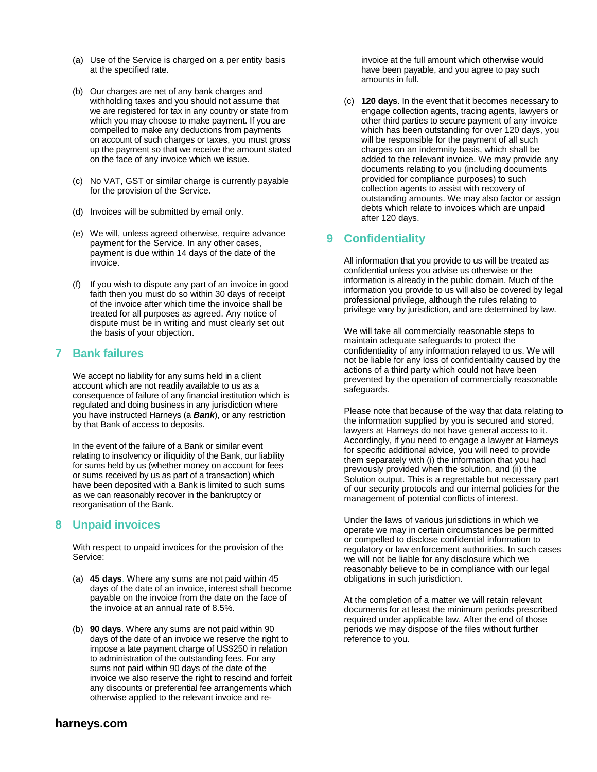(a) Use of the Service is charged on a per entity basis at the specified rate.

(b) Our charges are net of any bank charges and withholding taxes and you should not assume that we are registered for tax in any country or state from which you may choose to make payment. If you are compelled to make any deductions from payments on account of such charges or taxes, you must gross up the payment so that we receive the amount stated on the face of any invoice which we issue.

(c) No VAT, GST or similar charge is currently payable for the provision of the Service.

(d) Invoices will be submitted by email only.

(e) We will, unless agreed otherwise, require advance payment for the Service. In any other cases, payment is due within 14 days of the date of the invoice.

(f) If you wish to dispute any part of an invoice in good faith then you must do so within 30 days of receipt of the invoice after which time the invoice shall be treated for all purposes as agreed. Any notice of dispute must be in writing and must clearly set out the basis of your objection.

## 7 Bank failures

We accept no liability for any sums held in a client account which are not readily available to us as a consequence of failure of any financial institution which is regulated and doing business in any jurisdiction where you have instructed Harneys (a ***Bank***), or any restriction by that Bank of access to deposits.

In the event of the failure of a Bank or similar event relating to insolvency or illiquidity of the Bank, our liability for sums held by us (whether money on account for fees or sums received by us as part of a transaction) which have been deposited with a Bank is limited to such sums as we can reasonably recover in the bankruptcy or reorganisation of the Bank.

## 8 Unpaid invoices

With respect to unpaid invoices for the provision of the Service:

(a) **45 days**. Where any sums are not paid within 45 days of the date of an invoice, interest shall become payable on the invoice from the date on the face of the invoice at an annual rate of 8.5%.

(b) **90 days**. Where any sums are not paid within 90 days of the date of an invoice we reserve the right to impose a late payment charge of US$250 in relation to administration of the outstanding fees. For any sums not paid within 90 days of the date of the invoice we also reserve the right to rescind and forfeit any discounts or preferential fee arrangements which otherwise applied to the relevant invoice and re-invoice at the full amount which otherwise would have been payable, and you agree to pay such amounts in full.

(c) **120 days**. In the event that it becomes necessary to engage collection agents, tracing agents, lawyers or other third parties to secure payment of any invoice which has been outstanding for over 120 days, you will be responsible for the payment of all such charges on an indemnity basis, which shall be added to the relevant invoice. We may provide any documents relating to you (including documents provided for compliance purposes) to such collection agents to assist with recovery of outstanding amounts. We may also factor or assign debts which relate to invoices which are unpaid after 120 days.

## 9 Confidentiality

All information that you provide to us will be treated as confidential unless you advise us otherwise or the information is already in the public domain. Much of the information you provide to us will also be covered by legal professional privilege, although the rules relating to privilege vary by jurisdiction, and are determined by law.

We will take all commercially reasonable steps to maintain adequate safeguards to protect the confidentiality of any information relayed to us. We will not be liable for any loss of confidentiality caused by the actions of a third party which could not have been prevented by the operation of commercially reasonable safeguards.

Please note that because of the way that data relating to the information supplied by you is secured and stored, lawyers at Harneys do not have general access to it. Accordingly, if you need to engage a lawyer at Harneys for specific additional advice, you will need to provide them separately with (i) the information that you had previously provided when the solution, and (ii) the Solution output. This is a regrettable but necessary part of our security protocols and our internal policies for the management of potential conflicts of interest.

Under the laws of various jurisdictions in which we operate we may in certain circumstances be permitted or compelled to disclose confidential information to regulatory or law enforcement authorities. In such cases we will not be liable for any disclosure which we reasonably believe to be in compliance with our legal obligations in such jurisdiction.

At the completion of a matter we will retain relevant documents for at least the minimum periods prescribed required under applicable law. After the end of those periods we may dispose of the files without further reference to you.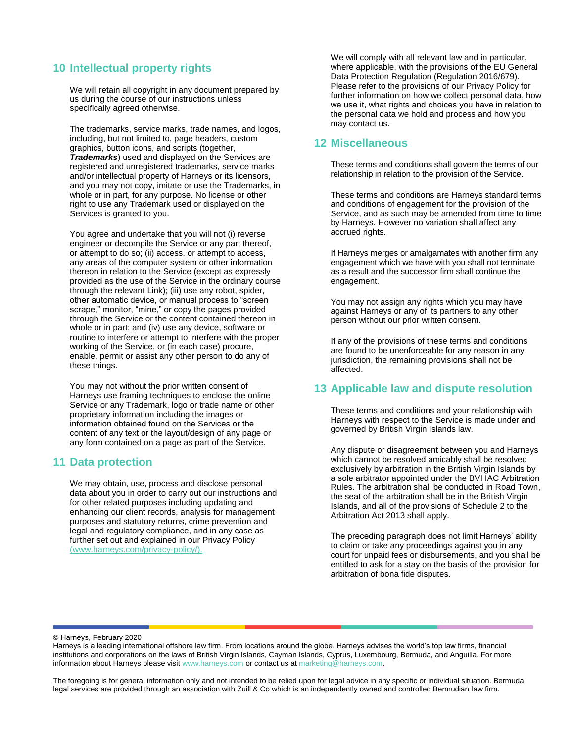## 10 Intellectual property rights

We will retain all copyright in any document prepared by us during the course of our instructions unless specifically agreed otherwise.

The trademarks, service marks, trade names, and logos, including, but not limited to, page headers, custom graphics, button icons, and scripts (together, ***Trademarks***) used and displayed on the Services are registered and unregistered trademarks, service marks and/or intellectual property of Harneys or its licensors, and you may not copy, imitate or use the Trademarks, in whole or in part, for any purpose. No license or other right to use any Trademark used or displayed on the Services is granted to you.

You agree and undertake that you will not (i) reverse engineer or decompile the Service or any part thereof, or attempt to do so; (ii) access, or attempt to access, any areas of the computer system or other information thereon in relation to the Service (except as expressly provided as the use of the Service in the ordinary course through the relevant Link); (iii) use any robot, spider, other automatic device, or manual process to "screen scrape," monitor, "mine," or copy the pages provided through the Service or the content contained thereon in whole or in part; and (iv) use any device, software or routine to interfere or attempt to interfere with the proper working of the Service, or (in each case) procure, enable, permit or assist any other person to do any of these things.

You may not without the prior written consent of Harneys use framing techniques to enclose the online Service or any Trademark, logo or trade name or other proprietary information including the images or information obtained found on the Services or the content of any text or the layout/design of any page or any form contained on a page as part of the Service.

## 11 Data protection

We may obtain, use, process and disclose personal data about you in order to carry out our instructions and for other related purposes including updating and enhancing our client records, analysis for management purposes and statutory returns, crime prevention and legal and regulatory compliance, and in any case as further set out and explained in our Privacy Policy (www.harneys.com/privacy-policy/).

We will comply with all relevant law and in particular, where applicable, with the provisions of the EU General Data Protection Regulation (Regulation 2016/679). Please refer to the provisions of our Privacy Policy for further information on how we collect personal data, how we use it, what rights and choices you have in relation to the personal data we hold and process and how you may contact us.

## 12 Miscellaneous

These terms and conditions shall govern the terms of our relationship in relation to the provision of the Service.

These terms and conditions are Harneys standard terms and conditions of engagement for the provision of the Service, and as such may be amended from time to time by Harneys. However no variation shall affect any accrued rights.

If Harneys merges or amalgamates with another firm any engagement which we have with you shall not terminate as a result and the successor firm shall continue the engagement.

You may not assign any rights which you may have against Harneys or any of its partners to any other person without our prior written consent.

If any of the provisions of these terms and conditions are found to be unenforceable for any reason in any jurisdiction, the remaining provisions shall not be affected.

## 13 Applicable law and dispute resolution

These terms and conditions and your relationship with Harneys with respect to the Service is made under and governed by British Virgin Islands law.

Any dispute or disagreement between you and Harneys which cannot be resolved amicably shall be resolved exclusively by arbitration in the British Virgin Islands by a sole arbitrator appointed under the BVI IAC Arbitration Rules. The arbitration shall be conducted in Road Town, the seat of the arbitration shall be in the British Virgin Islands, and all of the provisions of Schedule 2 to the Arbitration Act 2013 shall apply.

The preceding paragraph does not limit Harneys' ability to claim or take any proceedings against you in any court for unpaid fees or disbursements, and you shall be entitled to ask for a stay on the basis of the provision for arbitration of bona fide disputes.

© Harneys, February 2020
Harneys is a leading international offshore law firm. From locations around the globe, Harneys advises the world's top law firms, financial institutions and corporations on the laws of British Virgin Islands, Cayman Islands, Cyprus, Luxembourg, Bermuda, and Anguilla. For more information about Harneys please visit www.harneys.com or contact us at marketing@harneys.com.

The foregoing is for general information only and not intended to be relied upon for legal advice in any specific or individual situation. Bermuda legal services are provided through an association with Zuill & Co which is an independently owned and controlled Bermudian law firm.